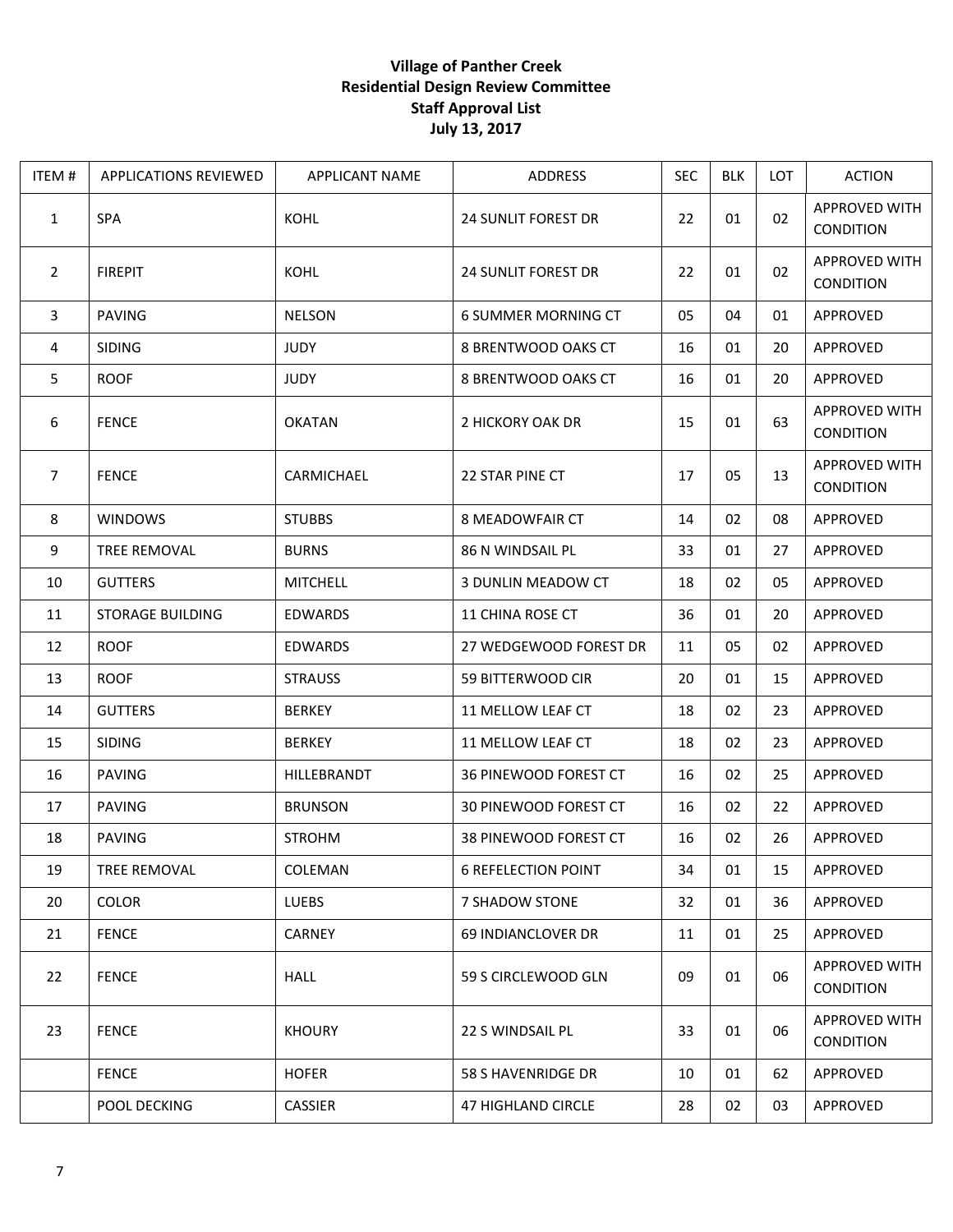**Village of Panther Creek**
**Residential Design Review Committee**
**Staff Approval List**
**July 13, 2017**

| ITEM # | APPLICATIONS REVIEWED | APPLICANT NAME | ADDRESS | SEC | BLK | LOT | ACTION |
|---|---|---|---|---|---|---|---|
| 1 | SPA | KOHL | 24 SUNLIT FOREST DR | 22 | 01 | 02 | APPROVED WITH CONDITION |
| 2 | FIREPIT | KOHL | 24 SUNLIT FOREST DR | 22 | 01 | 02 | APPROVED WITH CONDITION |
| 3 | PAVING | NELSON | 6 SUMMER MORNING CT | 05 | 04 | 01 | APPROVED |
| 4 | SIDING | JUDY | 8 BRENTWOOD OAKS CT | 16 | 01 | 20 | APPROVED |
| 5 | ROOF | JUDY | 8 BRENTWOOD OAKS CT | 16 | 01 | 20 | APPROVED |
| 6 | FENCE | OKATAN | 2 HICKORY OAK DR | 15 | 01 | 63 | APPROVED WITH CONDITION |
| 7 | FENCE | CARMICHAEL | 22 STAR PINE CT | 17 | 05 | 13 | APPROVED WITH CONDITION |
| 8 | WINDOWS | STUBBS | 8 MEADOWFAIR CT | 14 | 02 | 08 | APPROVED |
| 9 | TREE REMOVAL | BURNS | 86 N WINDSAIL PL | 33 | 01 | 27 | APPROVED |
| 10 | GUTTERS | MITCHELL | 3 DUNLIN MEADOW CT | 18 | 02 | 05 | APPROVED |
| 11 | STORAGE BUILDING | EDWARDS | 11 CHINA ROSE CT | 36 | 01 | 20 | APPROVED |
| 12 | ROOF | EDWARDS | 27 WEDGEWOOD FOREST DR | 11 | 05 | 02 | APPROVED |
| 13 | ROOF | STRAUSS | 59 BITTERWOOD CIR | 20 | 01 | 15 | APPROVED |
| 14 | GUTTERS | BERKEY | 11 MELLOW LEAF CT | 18 | 02 | 23 | APPROVED |
| 15 | SIDING | BERKEY | 11 MELLOW LEAF CT | 18 | 02 | 23 | APPROVED |
| 16 | PAVING | HILLEBRANDT | 36 PINEWOOD FOREST CT | 16 | 02 | 25 | APPROVED |
| 17 | PAVING | BRUNSON | 30 PINEWOOD FOREST CT | 16 | 02 | 22 | APPROVED |
| 18 | PAVING | STROHM | 38 PINEWOOD FOREST CT | 16 | 02 | 26 | APPROVED |
| 19 | TREE REMOVAL | COLEMAN | 6 REFELECTION POINT | 34 | 01 | 15 | APPROVED |
| 20 | COLOR | LUEBS | 7 SHADOW STONE | 32 | 01 | 36 | APPROVED |
| 21 | FENCE | CARNEY | 69 INDIANCLOVER DR | 11 | 01 | 25 | APPROVED |
| 22 | FENCE | HALL | 59 S CIRCLEWOOD GLN | 09 | 01 | 06 | APPROVED WITH CONDITION |
| 23 | FENCE | KHOURY | 22 S WINDSAIL PL | 33 | 01 | 06 | APPROVED WITH CONDITION |
| | FENCE | HOFER | 58 S HAVENRIDGE DR | 10 | 01 | 62 | APPROVED |
| | POOL DECKING | CASSIER | 47 HIGHLAND CIRCLE | 28 | 02 | 03 | APPROVED |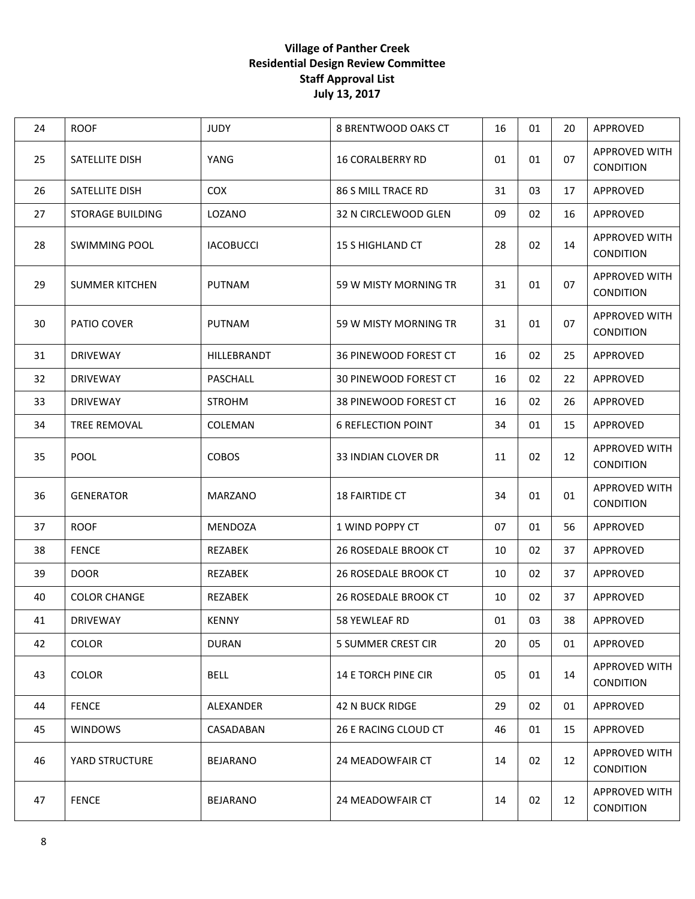# Village of Panther Creek
## Residential Design Review Committee
## Staff Approval List
## July 13, 2017

| | | | | | | | |
|---|---|---|---|---|---|---|---|
| 24 | ROOF | JUDY | 8 BRENTWOOD OAKS CT | 16 | 01 | 20 | APPROVED |
| 25 | SATELLITE DISH | YANG | 16 CORALBERRY RD | 01 | 01 | 07 | APPROVED WITH CONDITION |
| 26 | SATELLITE DISH | COX | 86 S MILL TRACE RD | 31 | 03 | 17 | APPROVED |
| 27 | STORAGE BUILDING | LOZANO | 32 N CIRCLEWOOD GLEN | 09 | 02 | 16 | APPROVED |
| 28 | SWIMMING POOL | IACOBUCCI | 15 S HIGHLAND CT | 28 | 02 | 14 | APPROVED WITH CONDITION |
| 29 | SUMMER KITCHEN | PUTNAM | 59 W MISTY MORNING TR | 31 | 01 | 07 | APPROVED WITH CONDITION |
| 30 | PATIO COVER | PUTNAM | 59 W MISTY MORNING TR | 31 | 01 | 07 | APPROVED WITH CONDITION |
| 31 | DRIVEWAY | HILLEBRANDT | 36 PINEWOOD FOREST CT | 16 | 02 | 25 | APPROVED |
| 32 | DRIVEWAY | PASCHALL | 30 PINEWOOD FOREST CT | 16 | 02 | 22 | APPROVED |
| 33 | DRIVEWAY | STROHM | 38 PINEWOOD FOREST CT | 16 | 02 | 26 | APPROVED |
| 34 | TREE REMOVAL | COLEMAN | 6 REFLECTION POINT | 34 | 01 | 15 | APPROVED |
| 35 | POOL | COBOS | 33 INDIAN CLOVER DR | 11 | 02 | 12 | APPROVED WITH CONDITION |
| 36 | GENERATOR | MARZANO | 18 FAIRTIDE CT | 34 | 01 | 01 | APPROVED WITH CONDITION |
| 37 | ROOF | MENDOZA | 1 WIND POPPY CT | 07 | 01 | 56 | APPROVED |
| 38 | FENCE | REZABEK | 26 ROSEDALE BROOK CT | 10 | 02 | 37 | APPROVED |
| 39 | DOOR | REZABEK | 26 ROSEDALE BROOK CT | 10 | 02 | 37 | APPROVED |
| 40 | COLOR CHANGE | REZABEK | 26 ROSEDALE BROOK CT | 10 | 02 | 37 | APPROVED |
| 41 | DRIVEWAY | KENNY | 58 YEWLEAF RD | 01 | 03 | 38 | APPROVED |
| 42 | COLOR | DURAN | 5 SUMMER CREST CIR | 20 | 05 | 01 | APPROVED |
| 43 | COLOR | BELL | 14 E TORCH PINE CIR | 05 | 01 | 14 | APPROVED WITH CONDITION |
| 44 | FENCE | ALEXANDER | 42 N BUCK RIDGE | 29 | 02 | 01 | APPROVED |
| 45 | WINDOWS | CASADABAN | 26 E RACING CLOUD CT | 46 | 01 | 15 | APPROVED |
| 46 | YARD STRUCTURE | BEJARANO | 24 MEADOWFAIR CT | 14 | 02 | 12 | APPROVED WITH CONDITION |
| 47 | FENCE | BEJARANO | 24 MEADOWFAIR CT | 14 | 02 | 12 | APPROVED WITH CONDITION |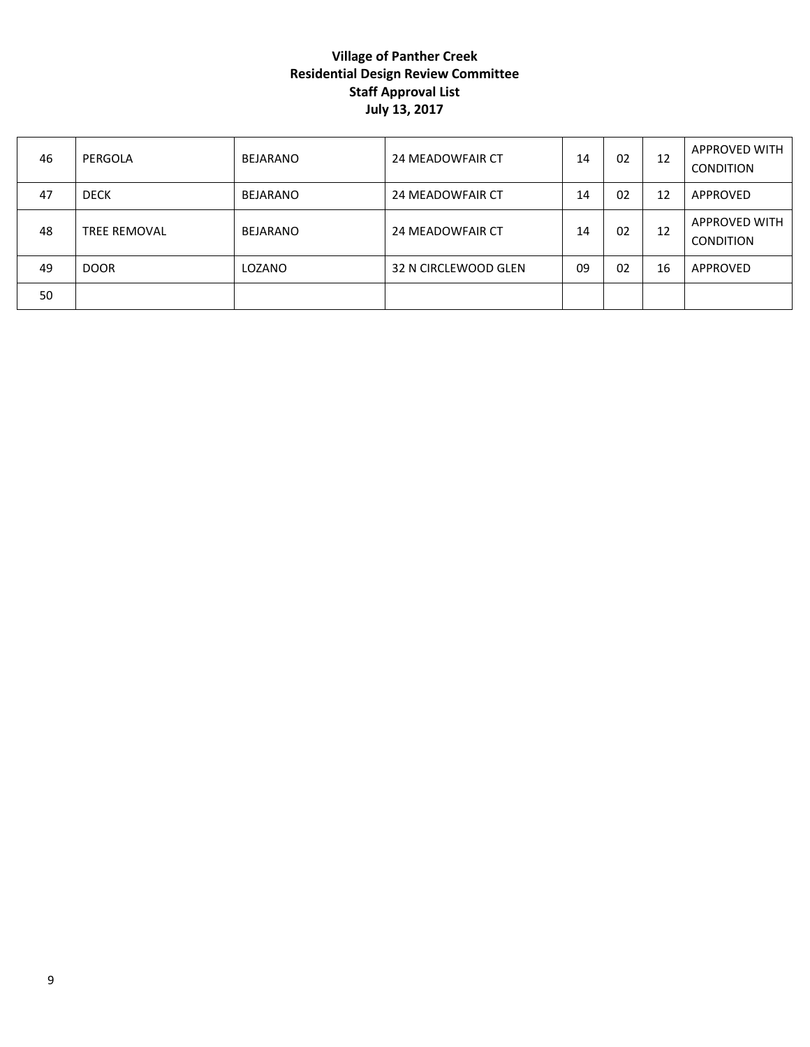**Village of Panther Creek**
**Residential Design Review Committee**
**Staff Approval List**
**July 13, 2017**

| | | | | | | | |
|---|---|---|---|---|---|---|---|
| 46 | PERGOLA | BEJARANO | 24 MEADOWFAIR CT | 14 | 02 | 12 | APPROVED WITH CONDITION |
| 47 | DECK | BEJARANO | 24 MEADOWFAIR CT | 14 | 02 | 12 | APPROVED |
| 48 | TREE REMOVAL | BEJARANO | 24 MEADOWFAIR CT | 14 | 02 | 12 | APPROVED WITH CONDITION |
| 49 | DOOR | LOZANO | 32 N CIRCLEWOOD GLEN | 09 | 02 | 16 | APPROVED |
| 50 | | | | | | | |